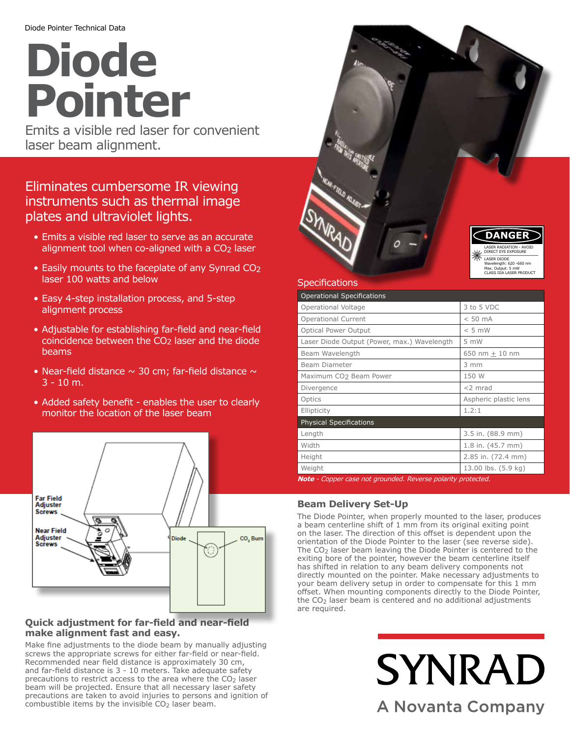Diode Pointer Technical Data

# Diode Pointer

Emits a visible red laser for convenient laser beam alignment.

## Eliminates cumbersome IR viewing instruments such as thermal image plates and ultraviolet lights.

- Emits a visible red laser to serve as an accurate alignment tool when co-aligned with a $CO_2$ laser
- Easily mounts to the faceplate of any Synrad $CO_2$ laser 100 watts and below
- Easy 4-step installation process, and 5-step alignment process
- Adjustable for establishing far-field and near-field coincidence between the $CO_2$ laser and the diode beams
- Near-field distance ~ 30 cm; far-field distance ~ 3 - 10 m.
- Added safety benefit - enables the user to clearly monitor the location of the laser beam

DANGER
LASER RADIATION - AVOID DIRECT EYE EXPOSURE
LASER DIODE
Wavelength: 620 -660 nm
Max. Output: 5 mW
CLASS IIIA LASER PRODUCT

## Specifications

| Operational Specifications | |
|---|---|
| Operational Voltage | 3 to 5 VDC |
| Operational Current | < 50 mA |
| Optical Power Output | < 5 mW |
| Laser Diode Output (Power, max.) Wavelength | 5 mW |
| Beam Wavelength | 650 nm ± 10 nm |
| Beam Diameter | 3 mm |
| Maximum $CO_2$ Beam Power | 150 W |
| Divergence | <2 mrad |
| Optics | Aspheric plastic lens |
| Ellipticity | 1.2:1 |
| **Physical Specifications** | |
| Length | 3.5 in. (88.9 mm) |
| Width | 1.8 in. (45.7 mm) |
| Height | 2.85 in. (72.4 mm) |
| Weight | 13.00 lbs. (5.9 kg) |

***Note*** *- Copper case not grounded. Reverse polarity protected.*

Far Field Adjuster Screws

Near Field Adjuster Screws

Diode

$CO_2$ Burn

### Quick adjustment for far-field and near-field make alignment fast and easy.

Make fine adjustments to the diode beam by manually adjusting screws the appropriate screws for either far-field or near-field. Recommended near field distance is approximately 30 cm, and far-field distance is 3 - 10 meters. Take adequate safety precautions to restrict access to the area where the $CO_2$ laser beam will be projected. Ensure that all necessary laser safety precautions are taken to avoid injuries to persons and ignition of combustible items by the invisible $CO_2$ laser beam.

### Beam Delivery Set-Up

The Diode Pointer, when properly mounted to the laser, produces a beam centerline shift of 1 mm from its original exiting point on the laser. The direction of this offset is dependent upon the orientation of the Diode Pointer to the laser (see reverse side). The $CO_2$ laser beam leaving the Diode Pointer is centered to the exiting bore of the pointer, however the beam centerline itself has shifted in relation to any beam delivery components not directly mounted on the pointer. Make necessary adjustments to your beam delivery setup in order to compensate for this 1 mm offset. When mounting components directly to the Diode Pointer, the $CO_2$ laser beam is centered and no additional adjustments are required.

SYNRAD
A Novanta Company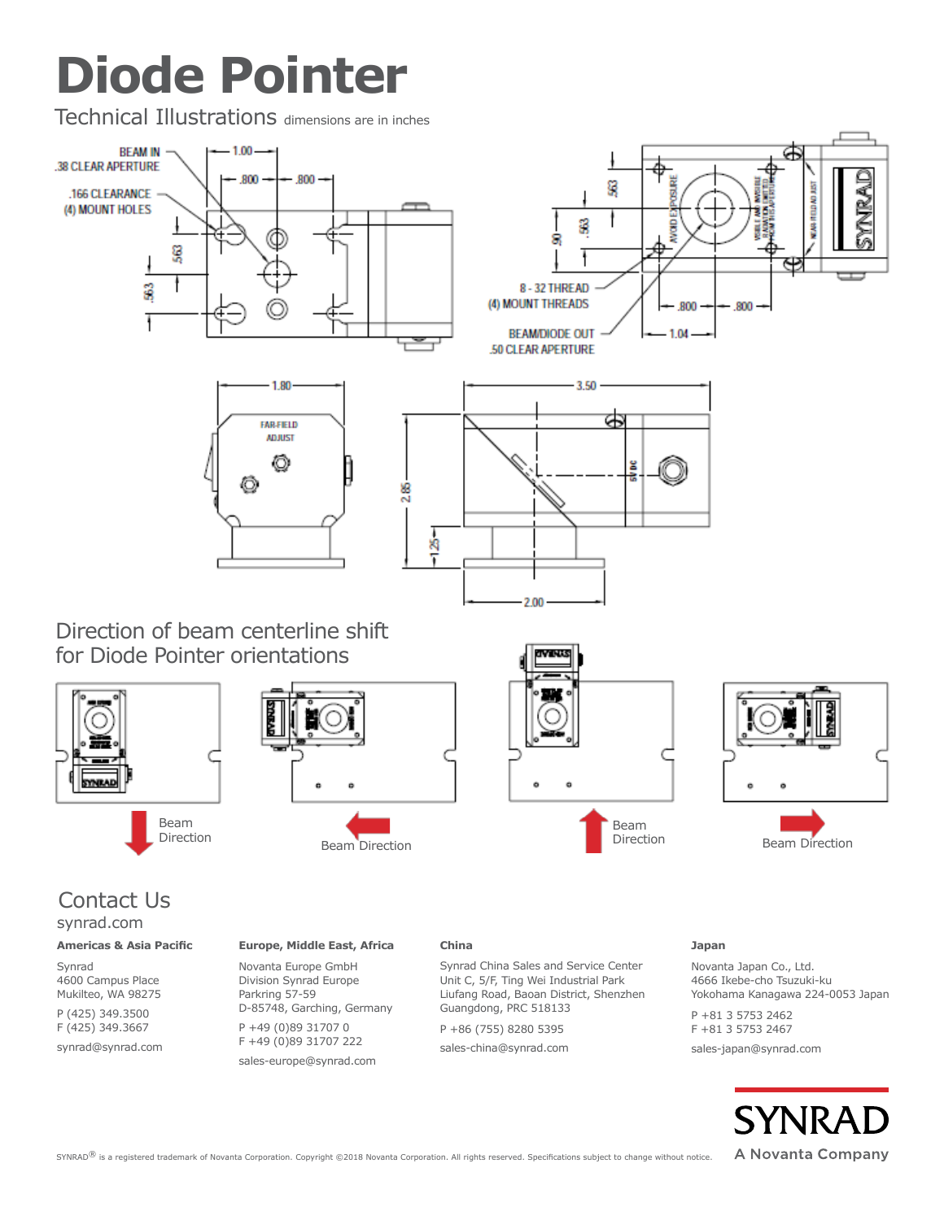# Diode Pointer

Technical Illustrations dimensions are in inches

BEAM IN
.38 CLEAR APERTURE

.166 CLEARANCE
(4) MOUNT HOLES

1.00
.800
.800
.563
.563

8 - 32 THREAD
(4) MOUNT THREADS

BEAM/DIODE OUT
.50 CLEAR APERTURE

.563
.563
.90
.800
.800
1.04

1.80
FAR-FIELD ADJUST

3.50
2.85
1.25
2.00

## Direction of beam centerline shift for Diode Pointer orientations

Beam Direction

Beam Direction

Beam Direction

Beam Direction

## Contact Us

synrad.com

**Americas & Asia Pacific**

Synrad
4600 Campus Place
Mukilteo, WA 98275

P (425) 349.3500
F (425) 349.3667

synrad@synrad.com

**Europe, Middle East, Africa**

Novanta Europe GmbH
Division Synrad Europe
Parkring 57-59
D-85748, Garching, Germany

P +49 (0)89 31707 0
F +49 (0)89 31707 222

sales-europe@synrad.com

**China**

Synrad China Sales and Service Center
Unit C, 5/F, Ting Wei Industrial Park
Liufang Road, Baoan District, Shenzhen
Guangdong, PRC 518133

P +86 (755) 8280 5395

sales-china@synrad.com

**Japan**

Novanta Japan Co., Ltd.
4666 Ikebe-cho Tsuzuki-ku
Yokohama Kanagawa 224-0053 Japan

P +81 3 5753 2462
F +81 3 5753 2467

sales-japan@synrad.com

SYNRAD® is a registered trademark of Novanta Corporation. Copyright ©2018 Novanta Corporation. All rights reserved. Specifications subject to change without notice.

SYNRAD
A Novanta Company